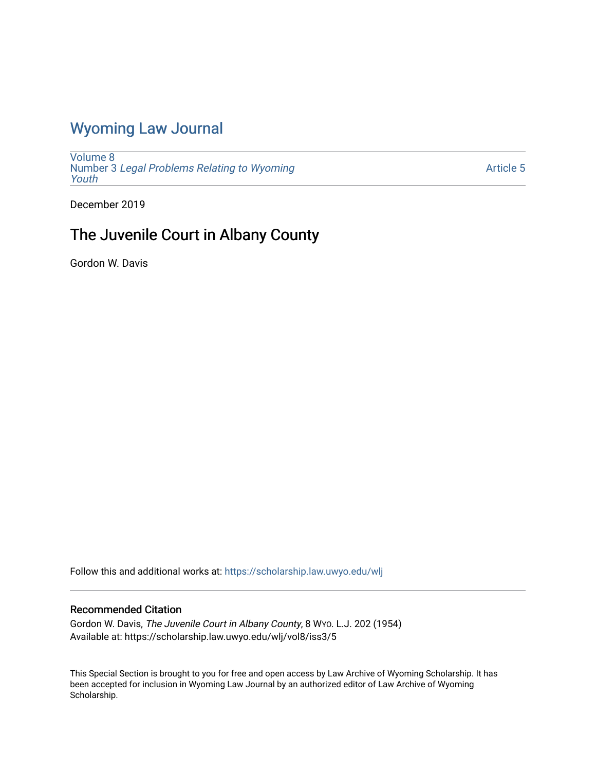# Wyoming Law Journal

Volume 8
Number 3 *Legal Problems Relating to Wyoming Youth*

Article 5

December 2019

## The Juvenile Court in Albany County

Gordon W. Davis

Follow this and additional works at: https://scholarship.law.uwyo.edu/wlj

### Recommended Citation

Gordon W. Davis, *The Juvenile Court in Albany County*, 8 Wyo. L.J. 202 (1954)
Available at: https://scholarship.law.uwyo.edu/wlj/vol8/iss3/5

This Special Section is brought to you for free and open access by Law Archive of Wyoming Scholarship. It has been accepted for inclusion in Wyoming Law Journal by an authorized editor of Law Archive of Wyoming Scholarship.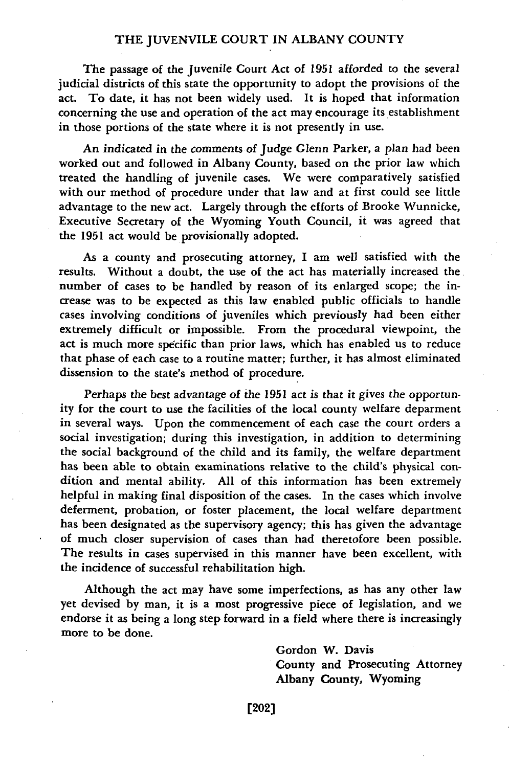## THE JUVENVILE COURT IN ALBANY COUNTY

The passage of the Juvenile Court Act of 1951 afforded to the several judicial districts of this state the opportunity to adopt the provisions of the act. To date, it has not been widely used. It is hoped that information concerning the use and operation of the act may encourage its establishment in those portions of the state where it is not presently in use.

An indicated in the comments of Judge Glenn Parker, a plan had been worked out and followed in Albany County, based on the prior law which treated the handling of juvenile cases. We were comparatively satisfied with our method of procedure under that law and at first could see little advantage to the new act. Largely through the efforts of Brooke Wunnicke, Executive Secretary of the Wyoming Youth Council, it was agreed that the 1951 act would be provisionally adopted.

As a county and prosecuting attorney, I am well satisfied with the results. Without a doubt, the use of the act has materially increased the number of cases to be handled by reason of its enlarged scope; the increase was to be expected as this law enabled public officials to handle cases involving conditions of juveniles which previously had been either extremely difficult or impossible. From the procedural viewpoint, the act is much more specific than prior laws, which has enabled us to reduce that phase of each case to a routine matter; further, it has almost eliminated dissension to the state's method of procedure.

Perhaps the best advantage of the 1951 act is that it gives the opportunity for the court to use the facilities of the local county welfare deparment in several ways. Upon the commencement of each case the court orders a social investigation; during this investigation, in addition to determining the social background of the child and its family, the welfare department has been able to obtain examinations relative to the child's physical condition and mental ability. All of this information has been extremely helpful in making final disposition of the cases. In the cases which involve deferment, probation, or foster placement, the local welfare department has been designated as the supervisory agency; this has given the advantage of much closer supervision of cases than had theretofore been possible. The results in cases supervised in this manner have been excellent, with the incidence of successful rehabilitation high.

Although the act may have some imperfections, as has any other law yet devised by man, it is a most progressive piece of legislation, and we endorse it as being a long step forward in a field where there is increasingly more to be done.

Gordon W. Davis
County and Prosecuting Attorney
Albany County, Wyoming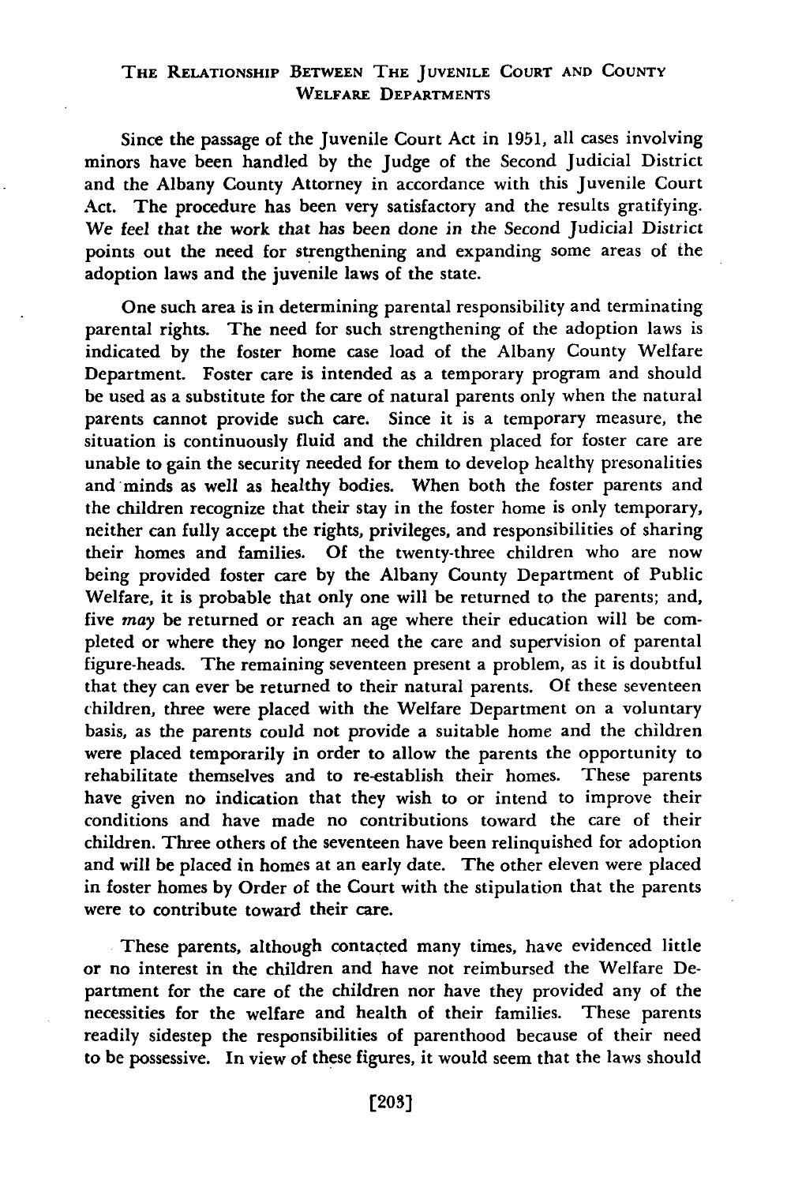## The Relationship Between The Juvenile Court and County Welfare Departments

Since the passage of the Juvenile Court Act in 1951, all cases involving minors have been handled by the Judge of the Second Judicial District and the Albany County Attorney in accordance with this Juvenile Court Act. The procedure has been very satisfactory and the results gratifying. We feel that the work that has been done in the Second Judicial District points out the need for strengthening and expanding some areas of the adoption laws and the juvenile laws of the state.

One such area is in determining parental responsibility and terminating parental rights. The need for such strengthening of the adoption laws is indicated by the foster home case load of the Albany County Welfare Department. Foster care is intended as a temporary program and should be used as a substitute for the care of natural parents only when the natural parents cannot provide such care. Since it is a temporary measure, the situation is continuously fluid and the children placed for foster care are unable to gain the security needed for them to develop healthy presonalities and minds as well as healthy bodies. When both the foster parents and the children recognize that their stay in the foster home is only temporary, neither can fully accept the rights, privileges, and responsibilities of sharing their homes and families. Of the twenty-three children who are now being provided foster care by the Albany County Department of Public Welfare, it is probable that only one will be returned to the parents; and, five *may* be returned or reach an age where their education will be completed or where they no longer need the care and supervision of parental figure-heads. The remaining seventeen present a problem, as it is doubtful that they can ever be returned to their natural parents. Of these seventeen children, three were placed with the Welfare Department on a voluntary basis, as the parents could not provide a suitable home and the children were placed temporarily in order to allow the parents the opportunity to rehabilitate themselves and to re-establish their homes. These parents have given no indication that they wish to or intend to improve their conditions and have made no contributions toward the care of their children. Three others of the seventeen have been relinquished for adoption and will be placed in homes at an early date. The other eleven were placed in foster homes by Order of the Court with the stipulation that the parents were to contribute toward their care.

These parents, although contacted many times, have evidenced little or no interest in the children and have not reimbursed the Welfare Department for the care of the children nor have they provided any of the necessities for the welfare and health of their families. These parents readily sidestep the responsibilities of parenthood because of their need to be possessive. In view of these figures, it would seem that the laws should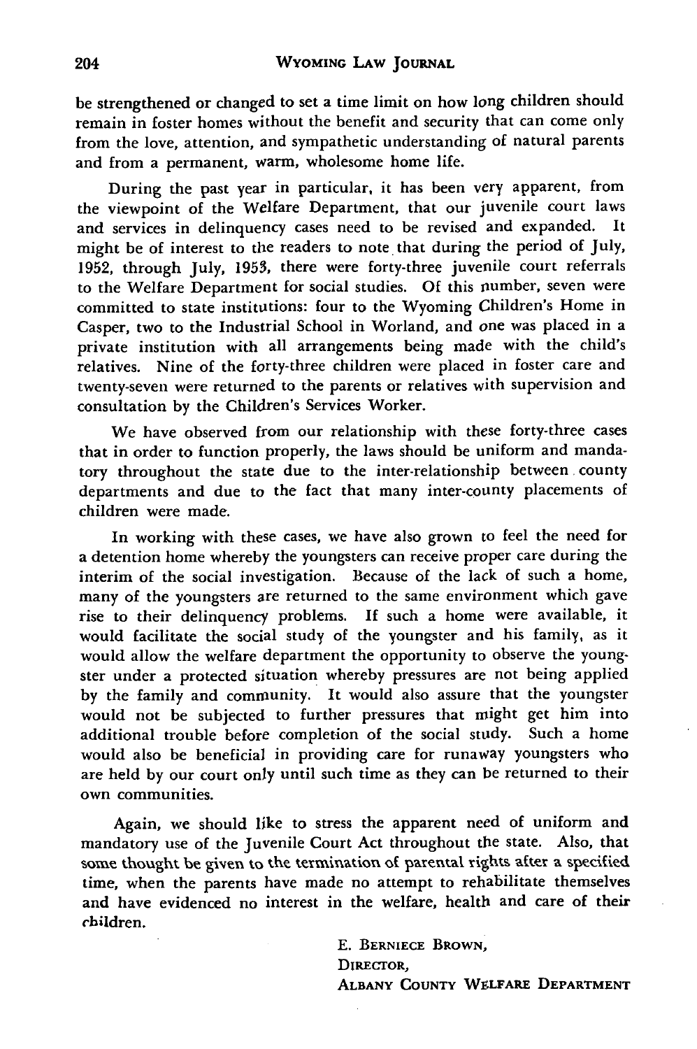be strengthened or changed to set a time limit on how long children should remain in foster homes without the benefit and security that can come only from the love, attention, and sympathetic understanding of natural parents and from a permanent, warm, wholesome home life.

During the past year in particular, it has been very apparent, from the viewpoint of the Welfare Department, that our juvenile court laws and services in delinquency cases need to be revised and expanded. It might be of interest to the readers to note that during the period of July, 1952, through July, 1953, there were forty-three juvenile court referrals to the Welfare Department for social studies. Of this number, seven were committed to state institutions: four to the Wyoming Children's Home in Casper, two to the Industrial School in Worland, and one was placed in a private institution with all arrangements being made with the child's relatives. Nine of the forty-three children were placed in foster care and twenty-seven were returned to the parents or relatives with supervision and consultation by the Children's Services Worker.

We have observed from our relationship with these forty-three cases that in order to function properly, the laws should be uniform and mandatory throughout the state due to the inter-relationship between county departments and due to the fact that many inter-county placements of children were made.

In working with these cases, we have also grown to feel the need for a detention home whereby the youngsters can receive proper care during the interim of the social investigation. Because of the lack of such a home, many of the youngsters are returned to the same environment which gave rise to their delinquency problems. If such a home were available, it would facilitate the social study of the youngster and his family, as it would allow the welfare department the opportunity to observe the youngster under a protected situation whereby pressures are not being applied by the family and community. It would also assure that the youngster would not be subjected to further pressures that might get him into additional trouble before completion of the social study. Such a home would also be beneficial in providing care for runaway youngsters who are held by our court only until such time as they can be returned to their own communities.

Again, we should like to stress the apparent need of uniform and mandatory use of the Juvenile Court Act throughout the state. Also, that some thought be given to the termination of parental rights after a specified time, when the parents have made no attempt to rehabilitate themselves and have evidenced no interest in the welfare, health and care of their children.

E. Berniece Brown,
Director,
Albany County Welfare Department